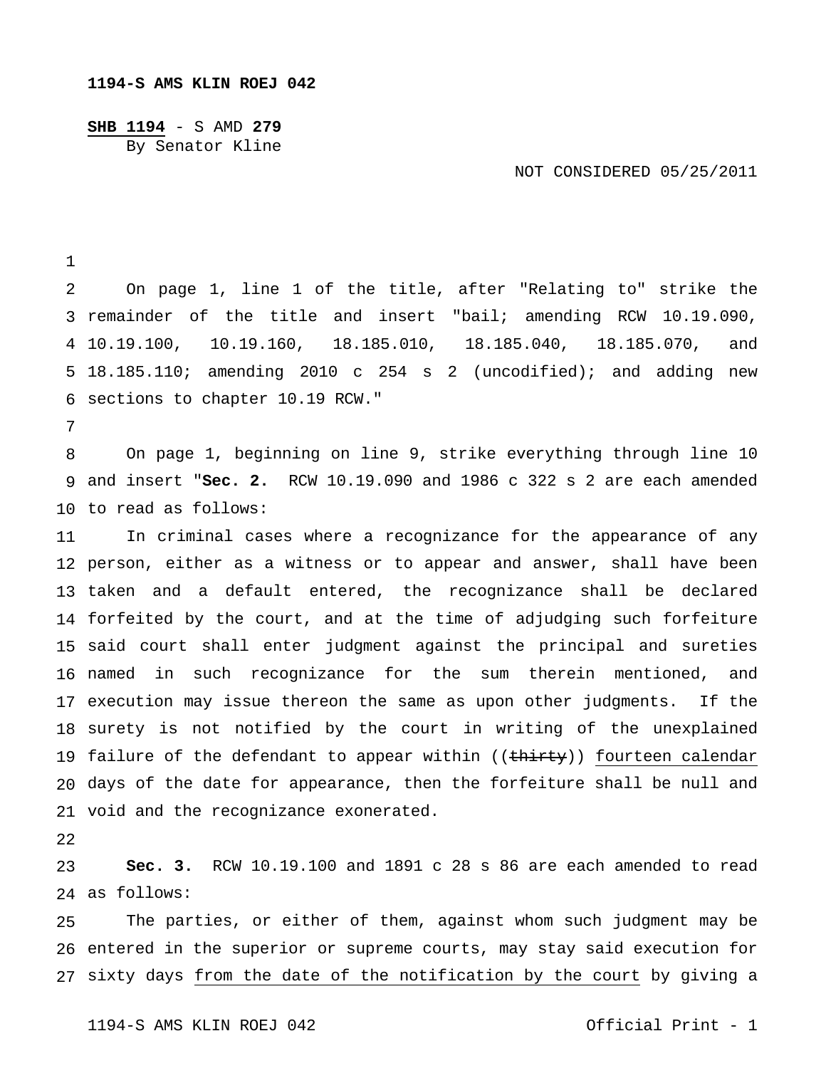**1194-S AMS KLIN ROEJ 042**

**SHB 1194** - S AMD **279**
By Senator Kline

NOT CONSIDERED 05/25/2011

On page 1, line 1 of the title, after "Relating to" strike the remainder of the title and insert "bail; amending RCW 10.19.090, 10.19.100, 10.19.160, 18.185.010, 18.185.040, 18.185.070, and 18.185.110; amending 2010 c 254 s 2 (uncodified); and adding new sections to chapter 10.19 RCW."

On page 1, beginning on line 9, strike everything through line 10 and insert "**Sec. 2.** RCW 10.19.090 and 1986 c 322 s 2 are each amended to read as follows:

In criminal cases where a recognizance for the appearance of any person, either as a witness or to appear and answer, shall have been taken and a default entered, the recognizance shall be declared forfeited by the court, and at the time of adjudging such forfeiture said court shall enter judgment against the principal and sureties named in such recognizance for the sum therein mentioned, and execution may issue thereon the same as upon other judgments. If the surety is not notified by the court in writing of the unexplained failure of the defendant to appear within ((~~thirty~~)) <u>fourteen calendar</u> days of the date for appearance, then the forfeiture shall be null and void and the recognizance exonerated.

**Sec. 3.** RCW 10.19.100 and 1891 c 28 s 86 are each amended to read as follows:

The parties, or either of them, against whom such judgment may be entered in the superior or supreme courts, may stay said execution for sixty days <u>from the date of the notification by the court</u> by giving a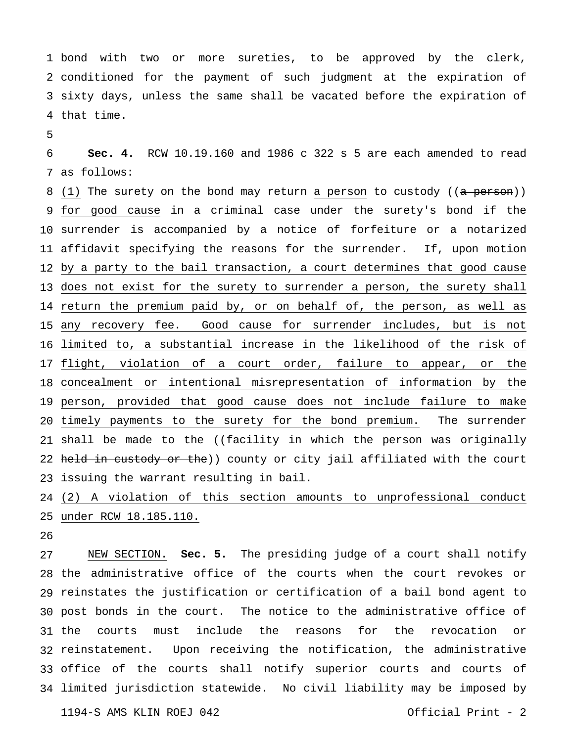bond with two or more sureties, to be approved by the clerk, conditioned for the payment of such judgment at the expiration of sixty days, unless the same shall be vacated before the expiration of that time.

**Sec. 4.** RCW 10.19.160 and 1986 c 322 s 5 are each amended to read as follows:

<u>(1)</u> The surety on the bond may return <u>a person</u> to custody ((~~a person~~)) <u>for good cause</u> in a criminal case under the surety's bond if the surrender is accompanied by a notice of forfeiture or a notarized affidavit specifying the reasons for the surrender. <u>If, upon motion by a party to the bail transaction, a court determines that good cause does not exist for the surety to surrender a person, the surety shall return the premium paid by, or on behalf of, the person, as well as any recovery fee. Good cause for surrender includes, but is not limited to, a substantial increase in the likelihood of the risk of flight, violation of a court order, failure to appear, or the concealment or intentional misrepresentation of information by the person, provided that good cause does not include failure to make timely payments to the surety for the bond premium.</u> The surrender shall be made to the ((~~facility in which the person was originally held in custody or the~~)) county or city jail affiliated with the court issuing the warrant resulting in bail.

<u>(2) A violation of this section amounts to unprofessional conduct under RCW 18.185.110.</u>

<u>NEW SECTION.</u> **Sec. 5.** The presiding judge of a court shall notify the administrative office of the courts when the court revokes or reinstates the justification or certification of a bail bond agent to post bonds in the court. The notice to the administrative office of the courts must include the reasons for the revocation or reinstatement. Upon receiving the notification, the administrative office of the courts shall notify superior courts and courts of limited jurisdiction statewide. No civil liability may be imposed by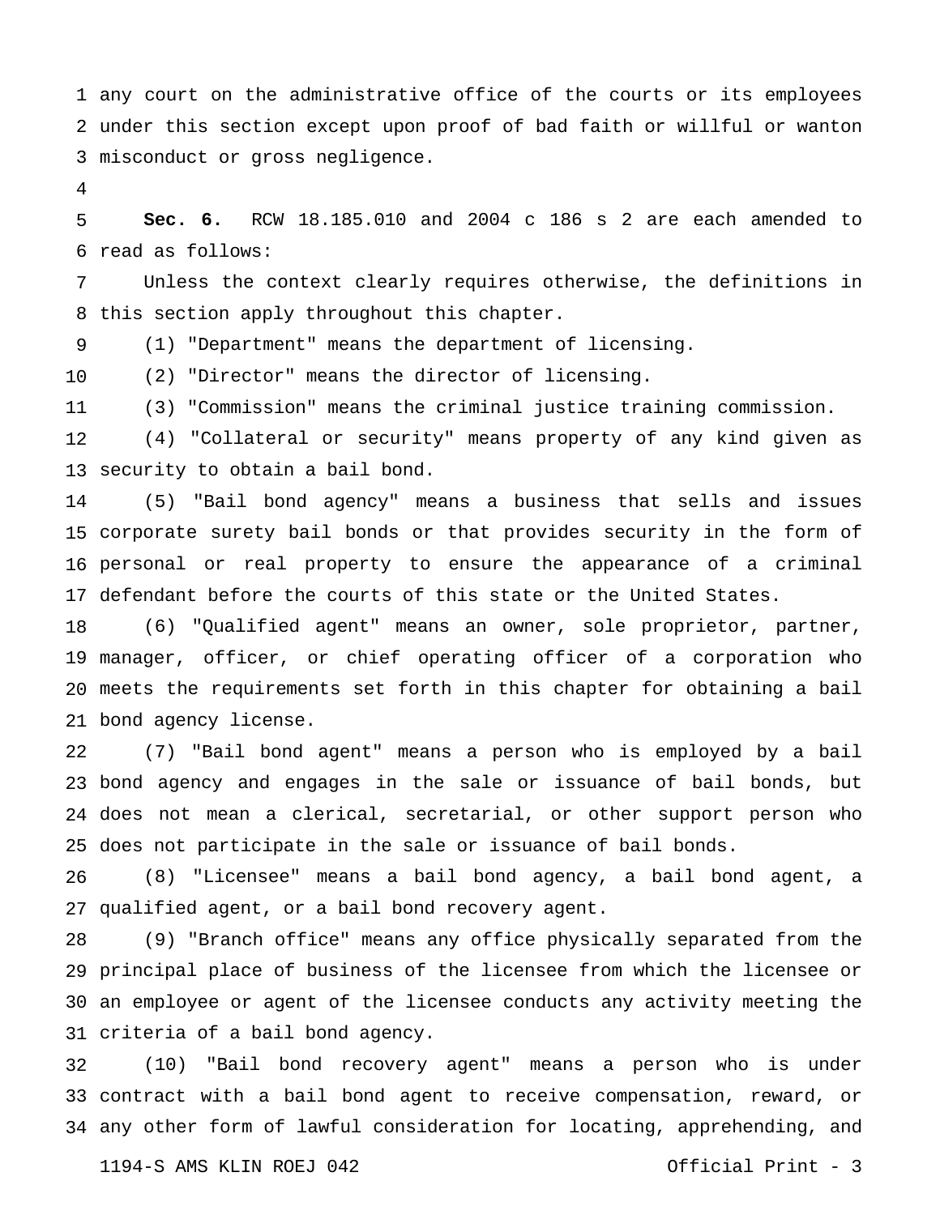any court on the administrative office of the courts or its employees under this section except upon proof of bad faith or willful or wanton misconduct or gross negligence.

**Sec. 6.** RCW 18.185.010 and 2004 c 186 s 2 are each amended to read as follows:

Unless the context clearly requires otherwise, the definitions in this section apply throughout this chapter.

(1) "Department" means the department of licensing.

(2) "Director" means the director of licensing.

(3) "Commission" means the criminal justice training commission.

(4) "Collateral or security" means property of any kind given as security to obtain a bail bond.

(5) "Bail bond agency" means a business that sells and issues corporate surety bail bonds or that provides security in the form of personal or real property to ensure the appearance of a criminal defendant before the courts of this state or the United States.

(6) "Qualified agent" means an owner, sole proprietor, partner, manager, officer, or chief operating officer of a corporation who meets the requirements set forth in this chapter for obtaining a bail bond agency license.

(7) "Bail bond agent" means a person who is employed by a bail bond agency and engages in the sale or issuance of bail bonds, but does not mean a clerical, secretarial, or other support person who does not participate in the sale or issuance of bail bonds.

(8) "Licensee" means a bail bond agency, a bail bond agent, a qualified agent, or a bail bond recovery agent.

(9) "Branch office" means any office physically separated from the principal place of business of the licensee from which the licensee or an employee or agent of the licensee conducts any activity meeting the criteria of a bail bond agency.

(10) "Bail bond recovery agent" means a person who is under contract with a bail bond agent to receive compensation, reward, or any other form of lawful consideration for locating, apprehending, and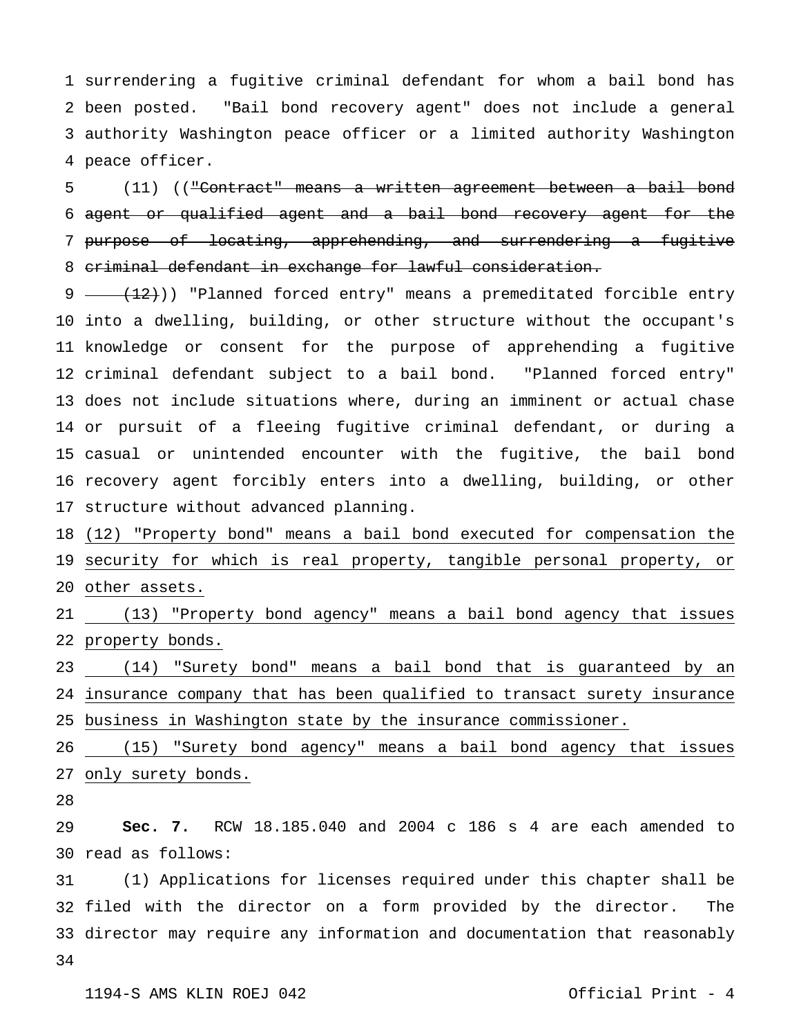surrendering a fugitive criminal defendant for whom a bail bond has been posted. "Bail bond recovery agent" does not include a general authority Washington peace officer or a limited authority Washington peace officer.

(11) ((~~"Contract" means a written agreement between a bail bond agent or qualified agent and a bail bond recovery agent for the purpose of locating, apprehending, and surrendering a fugitive criminal defendant in exchange for lawful consideration.~~

~~(12)~~)) "Planned forced entry" means a premeditated forcible entry into a dwelling, building, or other structure without the occupant's knowledge or consent for the purpose of apprehending a fugitive criminal defendant subject to a bail bond. "Planned forced entry" does not include situations where, during an imminent or actual chase or pursuit of a fleeing fugitive criminal defendant, or during a casual or unintended encounter with the fugitive, the bail bond recovery agent forcibly enters into a dwelling, building, or other structure without advanced planning.

<u>(12) "Property bond" means a bail bond executed for compensation the security for which is real property, tangible personal property, or other assets.</u>

<u>(13) "Property bond agency" means a bail bond agency that issues property bonds.</u>

<u>(14) "Surety bond" means a bail bond that is guaranteed by an insurance company that has been qualified to transact surety insurance business in Washington state by the insurance commissioner.</u>

<u>(15) "Surety bond agency" means a bail bond agency that issues only surety bonds.</u>

**Sec. 7.** RCW 18.185.040 and 2004 c 186 s 4 are each amended to read as follows:

(1) Applications for licenses required under this chapter shall be filed with the director on a form provided by the director. The director may require any information and documentation that reasonably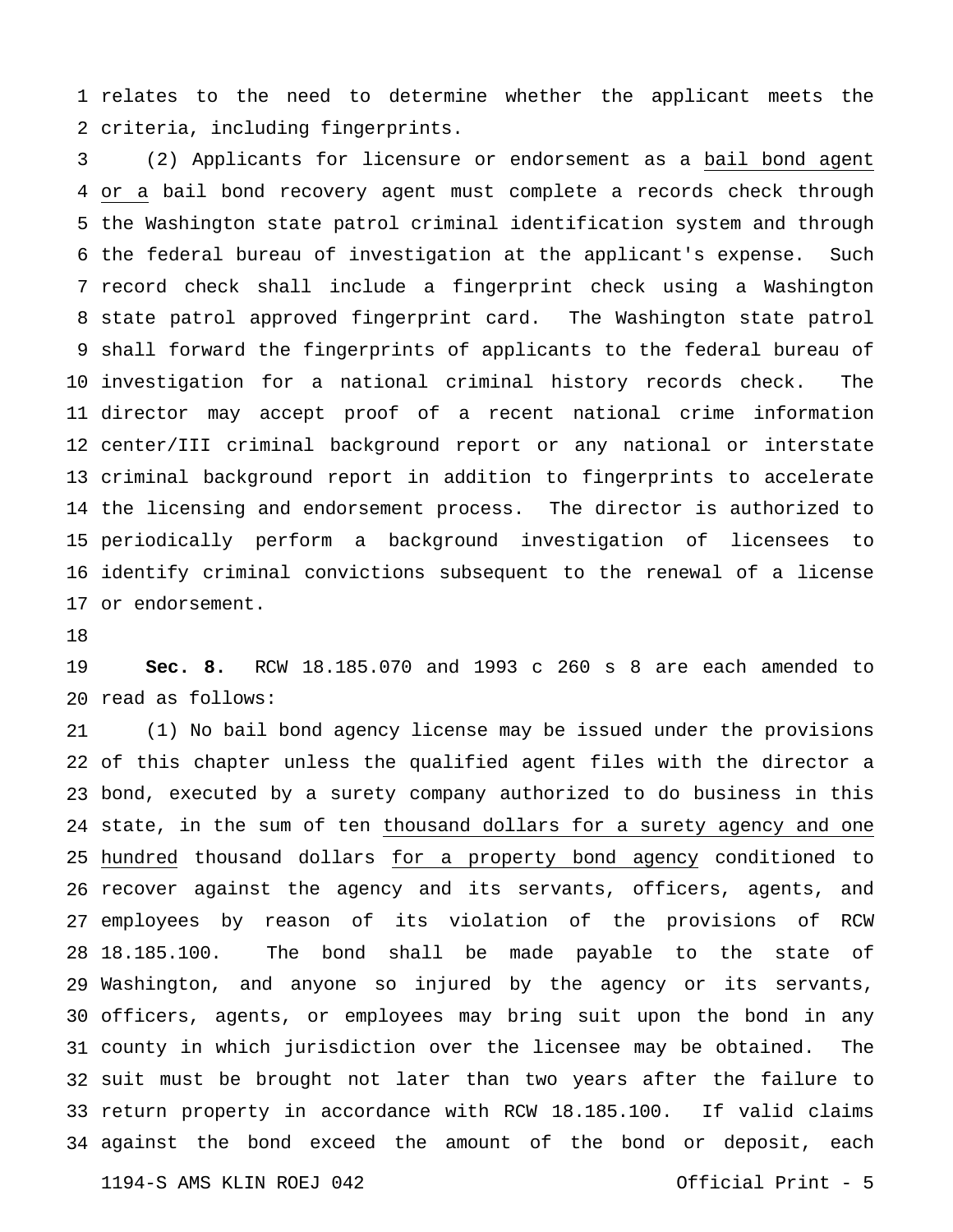relates to the need to determine whether the applicant meets the criteria, including fingerprints.

(2) Applicants for licensure or endorsement as a <u>bail bond agent or a</u> bail bond recovery agent must complete a records check through the Washington state patrol criminal identification system and through the federal bureau of investigation at the applicant's expense. Such record check shall include a fingerprint check using a Washington state patrol approved fingerprint card. The Washington state patrol shall forward the fingerprints of applicants to the federal bureau of investigation for a national criminal history records check. The director may accept proof of a recent national crime information center/III criminal background report or any national or interstate criminal background report in addition to fingerprints to accelerate the licensing and endorsement process. The director is authorized to periodically perform a background investigation of licensees to identify criminal convictions subsequent to the renewal of a license or endorsement.

**Sec. 8.** RCW 18.185.070 and 1993 c 260 s 8 are each amended to read as follows:

(1) No bail bond agency license may be issued under the provisions of this chapter unless the qualified agent files with the director a bond, executed by a surety company authorized to do business in this state, in the sum of ten <u>thousand dollars for a surety agency and one hundred</u> thousand dollars <u>for a property bond agency</u> conditioned to recover against the agency and its servants, officers, agents, and employees by reason of its violation of the provisions of RCW 18.185.100. The bond shall be made payable to the state of Washington, and anyone so injured by the agency or its servants, officers, agents, or employees may bring suit upon the bond in any county in which jurisdiction over the licensee may be obtained. The suit must be brought not later than two years after the failure to return property in accordance with RCW 18.185.100. If valid claims against the bond exceed the amount of the bond or deposit, each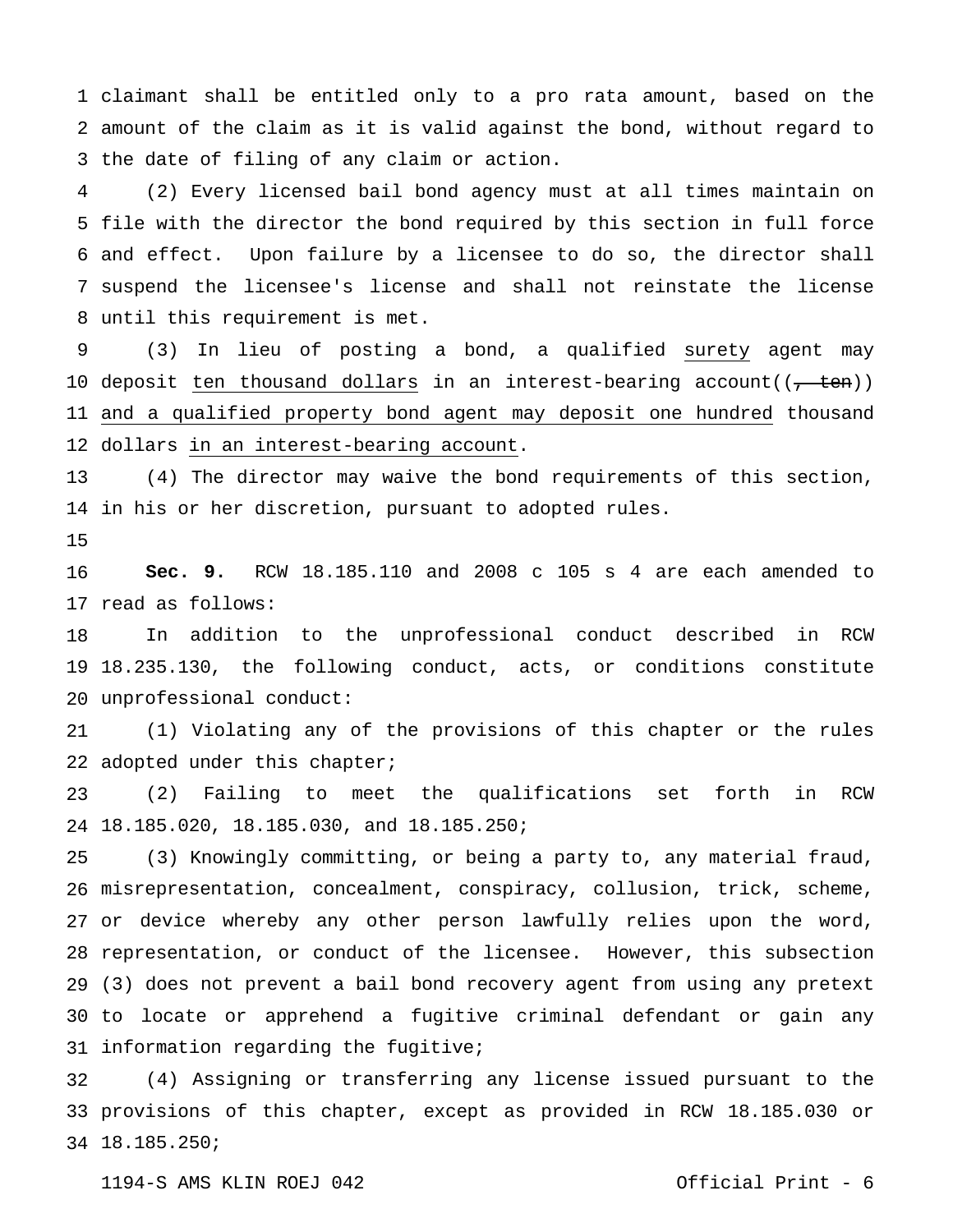claimant shall be entitled only to a pro rata amount, based on the amount of the claim as it is valid against the bond, without regard to the date of filing of any claim or action.

(2) Every licensed bail bond agency must at all times maintain on file with the director the bond required by this section in full force and effect. Upon failure by a licensee to do so, the director shall suspend the licensee's license and shall not reinstate the license until this requirement is met.

(3) In lieu of posting a bond, a qualified <u>surety</u> agent may deposit <u>ten thousand dollars</u> in an interest-bearing account((~~, ten~~)) <u>and a qualified property bond agent may deposit one hundred</u> thousand dollars <u>in an interest-bearing account</u>.

(4) The director may waive the bond requirements of this section, in his or her discretion, pursuant to adopted rules.

**Sec. 9.** RCW 18.185.110 and 2008 c 105 s 4 are each amended to read as follows:

In addition to the unprofessional conduct described in RCW 18.235.130, the following conduct, acts, or conditions constitute unprofessional conduct:

(1) Violating any of the provisions of this chapter or the rules adopted under this chapter;

(2) Failing to meet the qualifications set forth in RCW 18.185.020, 18.185.030, and 18.185.250;

(3) Knowingly committing, or being a party to, any material fraud, misrepresentation, concealment, conspiracy, collusion, trick, scheme, or device whereby any other person lawfully relies upon the word, representation, or conduct of the licensee. However, this subsection (3) does not prevent a bail bond recovery agent from using any pretext to locate or apprehend a fugitive criminal defendant or gain any information regarding the fugitive;

(4) Assigning or transferring any license issued pursuant to the provisions of this chapter, except as provided in RCW 18.185.030 or 18.185.250;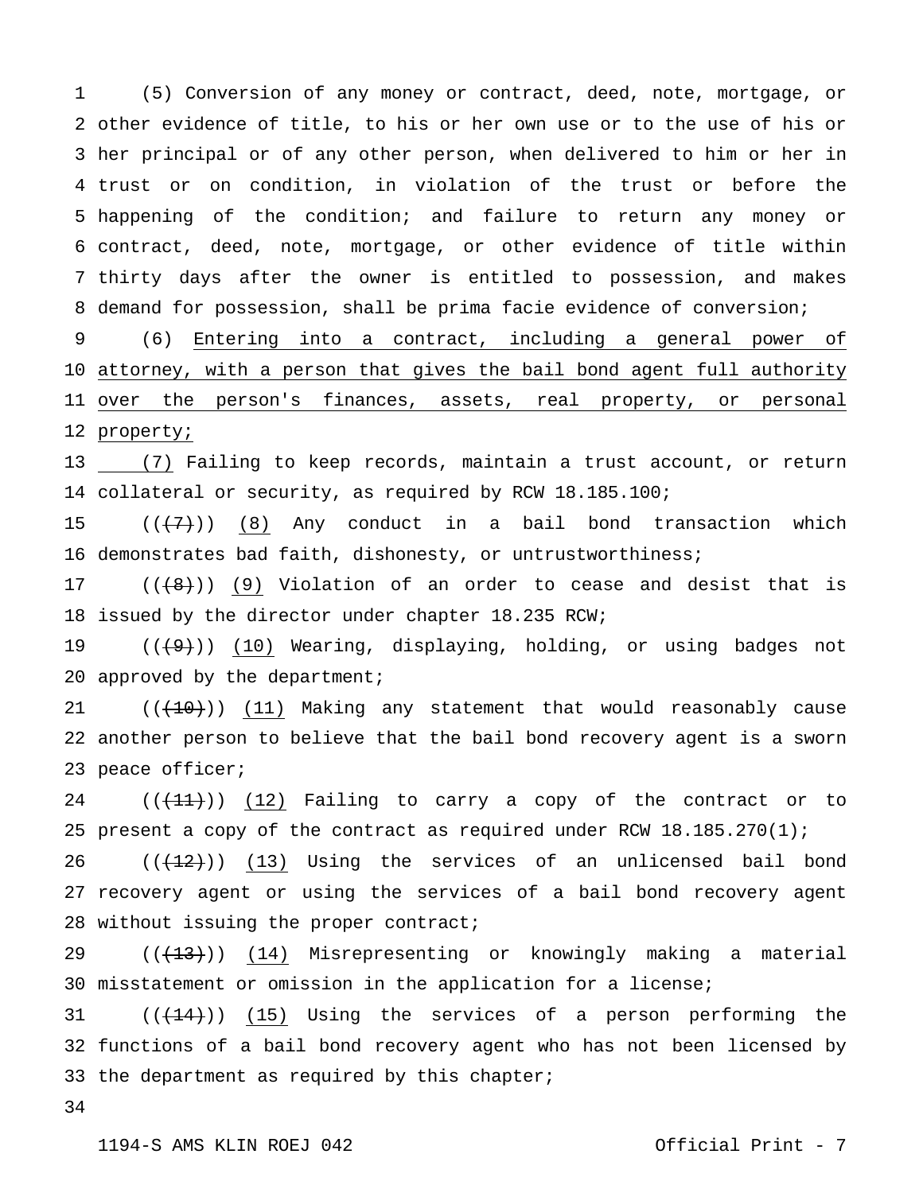(5) Conversion of any money or contract, deed, note, mortgage, or other evidence of title, to his or her own use or to the use of his or her principal or of any other person, when delivered to him or her in trust or on condition, in violation of the trust or before the happening of the condition; and failure to return any money or contract, deed, note, mortgage, or other evidence of title within thirty days after the owner is entitled to possession, and makes demand for possession, shall be prima facie evidence of conversion;

(6) <u>Entering into a contract, including a general power of attorney, with a person that gives the bail bond agent full authority over the person's finances, assets, real property, or personal property;</u>

<u>(7)</u> Failing to keep records, maintain a trust account, or return collateral or security, as required by RCW 18.185.100;

((~~(7)~~)) <u>(8)</u> Any conduct in a bail bond transaction which demonstrates bad faith, dishonesty, or untrustworthiness;

((~~(8)~~)) <u>(9)</u> Violation of an order to cease and desist that is issued by the director under chapter 18.235 RCW;

((~~(9)~~)) <u>(10)</u> Wearing, displaying, holding, or using badges not approved by the department;

((~~(10)~~)) <u>(11)</u> Making any statement that would reasonably cause another person to believe that the bail bond recovery agent is a sworn peace officer;

((~~(11)~~)) <u>(12)</u> Failing to carry a copy of the contract or to present a copy of the contract as required under RCW 18.185.270(1);

((~~(12)~~)) <u>(13)</u> Using the services of an unlicensed bail bond recovery agent or using the services of a bail bond recovery agent without issuing the proper contract;

((~~(13)~~)) <u>(14)</u> Misrepresenting or knowingly making a material misstatement or omission in the application for a license;

((~~(14)~~)) <u>(15)</u> Using the services of a person performing the functions of a bail bond recovery agent who has not been licensed by the department as required by this chapter;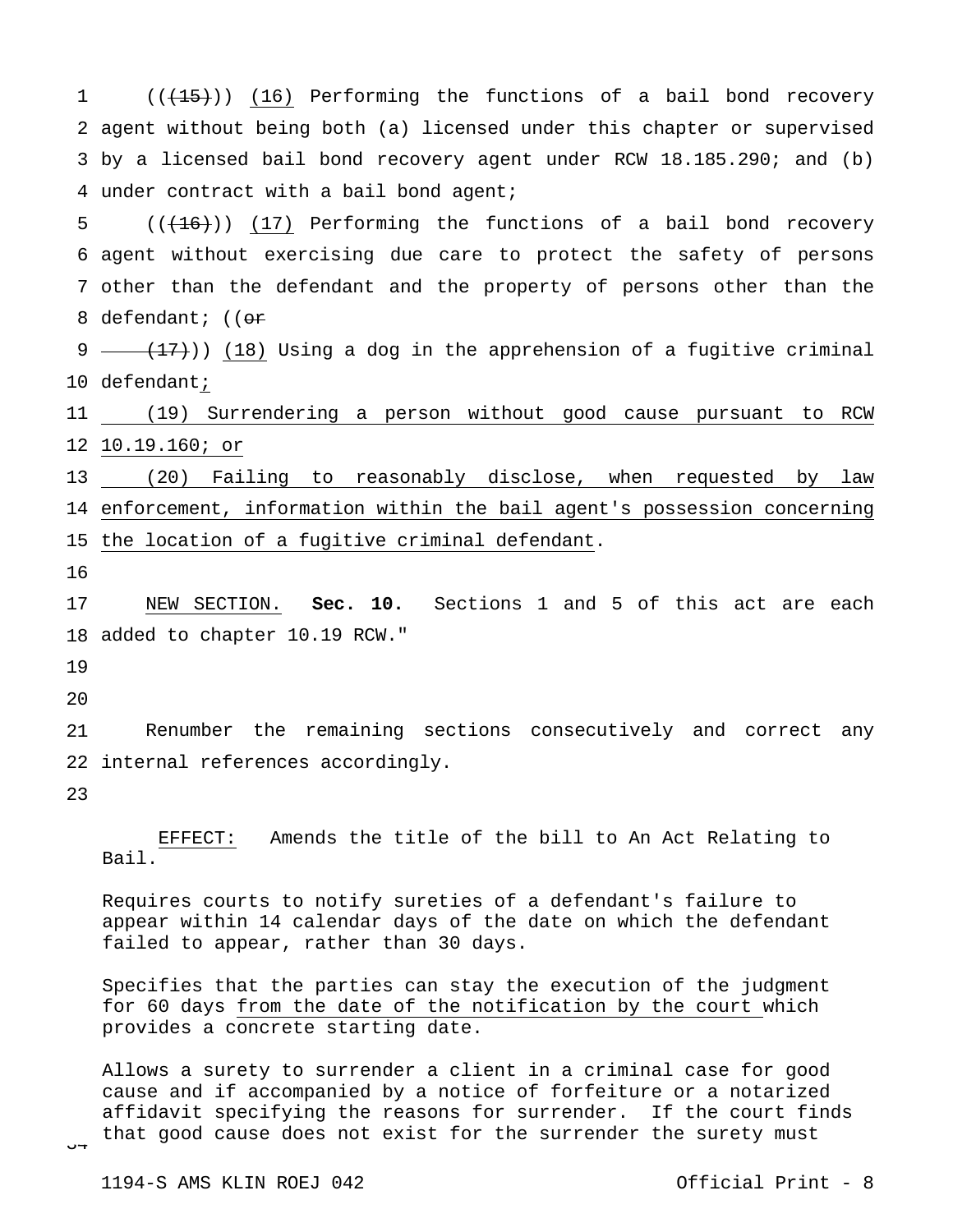((~~(15)~~)) <u>(16)</u> Performing the functions of a bail bond recovery agent without being both (a) licensed under this chapter or supervised by a licensed bail bond recovery agent under RCW 18.185.290; and (b) under contract with a bail bond agent;

((~~(16)~~)) <u>(17)</u> Performing the functions of a bail bond recovery agent without exercising due care to protect the safety of persons other than the defendant and the property of persons other than the defendant; ((~~or~~

~~(17)~~)) <u>(18)</u> Using a dog in the apprehension of a fugitive criminal defendant<u>;</u>

<u>(19) Surrendering a person without good cause pursuant to RCW 10.19.160; or</u>

<u>(20) Failing to reasonably disclose, when requested by law enforcement, information within the bail agent's possession concerning the location of a fugitive criminal defendant</u>.

<u>NEW SECTION.</u> **Sec. 10.** Sections 1 and 5 of this act are each added to chapter 10.19 RCW."

Renumber the remaining sections consecutively and correct any internal references accordingly.

<u>EFFECT:</u> Amends the title of the bill to An Act Relating to Bail.

Requires courts to notify sureties of a defendant's failure to appear within 14 calendar days of the date on which the defendant failed to appear, rather than 30 days.

Specifies that the parties can stay the execution of the judgment for 60 days <u>from the date of the notification by the court</u> which provides a concrete starting date.

Allows a surety to surrender a client in a criminal case for good cause and if accompanied by a notice of forfeiture or a notarized affidavit specifying the reasons for surrender. If the court finds that good cause does not exist for the surrender the surety must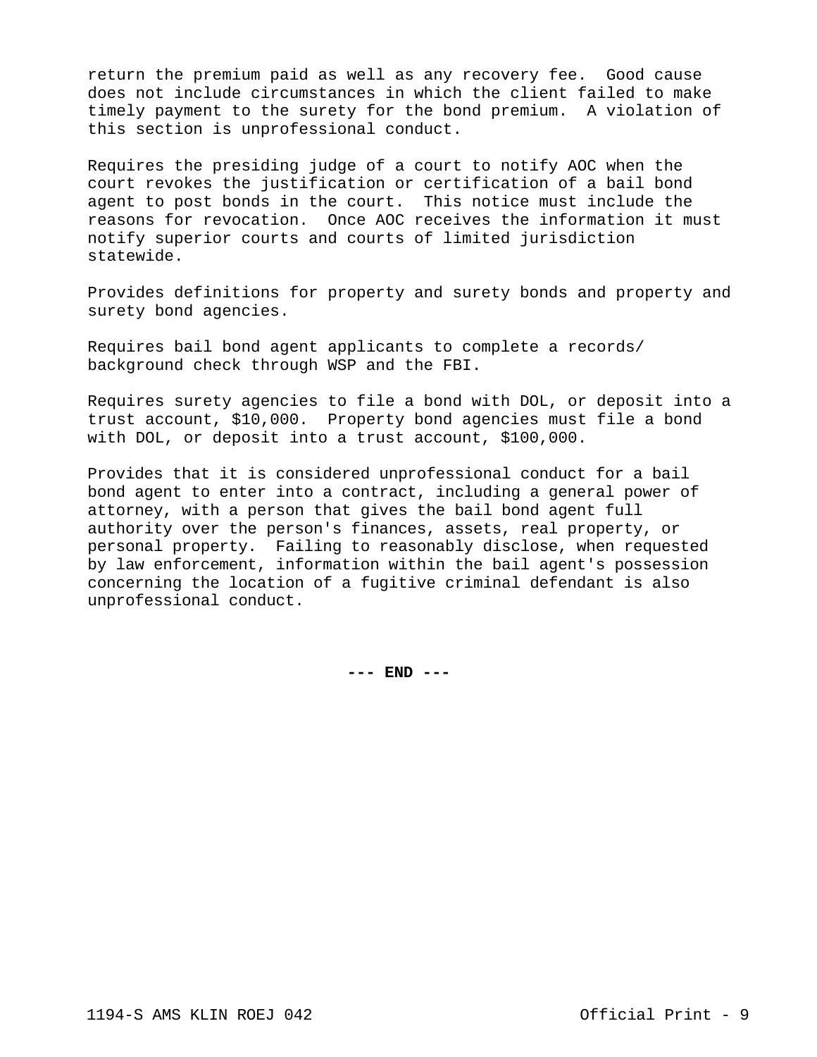return the premium paid as well as any recovery fee. Good cause does not include circumstances in which the client failed to make timely payment to the surety for the bond premium. A violation of this section is unprofessional conduct.

Requires the presiding judge of a court to notify AOC when the court revokes the justification or certification of a bail bond agent to post bonds in the court. This notice must include the reasons for revocation. Once AOC receives the information it must notify superior courts and courts of limited jurisdiction statewide.

Provides definitions for property and surety bonds and property and surety bond agencies.

Requires bail bond agent applicants to complete a records/ background check through WSP and the FBI.

Requires surety agencies to file a bond with DOL, or deposit into a trust account, $10,000. Property bond agencies must file a bond with DOL, or deposit into a trust account, $100,000.

Provides that it is considered unprofessional conduct for a bail bond agent to enter into a contract, including a general power of attorney, with a person that gives the bail bond agent full authority over the person's finances, assets, real property, or personal property. Failing to reasonably disclose, when requested by law enforcement, information within the bail agent's possession concerning the location of a fugitive criminal defendant is also unprofessional conduct.

**--- END ---**